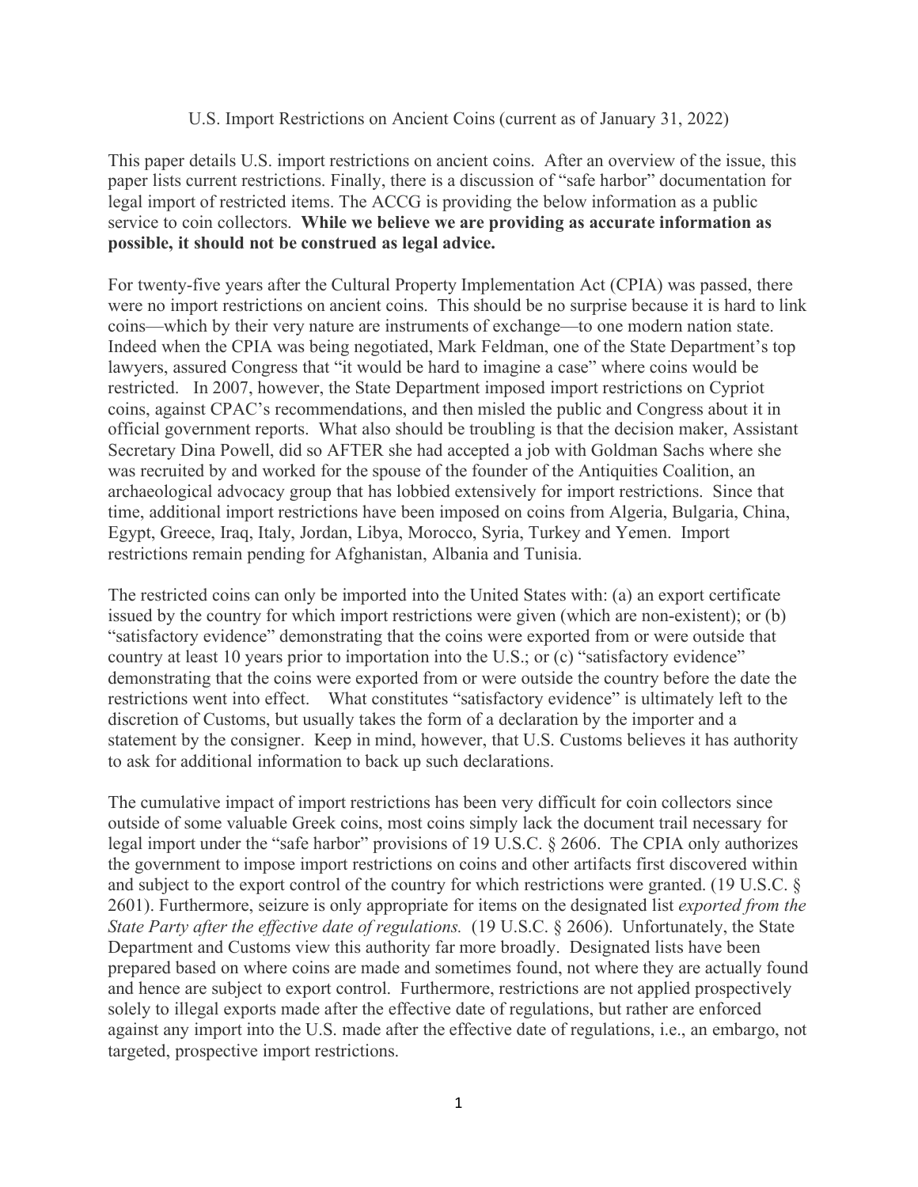# U.S. Import Restrictions on Ancient Coins (current as of January 31, 2022)

This paper details U.S. import restrictions on ancient coins. After an overview of the issue, this paper lists current restrictions. Finally, there is a discussion of "safe harbor" documentation for legal import of restricted items. The ACCG is providing the below information as a public service to coin collectors. **While we believe we are providing as accurate information as possible, it should not be construed as legal advice.**

For twenty-five years after the Cultural Property Implementation Act (CPIA) was passed, there were no import restrictions on ancient coins. This should be no surprise because it is hard to link coins—which by their very nature are instruments of exchange—to one modern nation state. Indeed when the CPIA was being negotiated, Mark Feldman, one of the State Department's top lawyers, assured Congress that "it would be hard to imagine a case" where coins would be restricted. In 2007, however, the State Department imposed import restrictions on Cypriot coins, against CPAC's recommendations, and then misled the public and Congress about it in official government reports. What also should be troubling is that the decision maker, Assistant Secretary Dina Powell, did so AFTER she had accepted a job with Goldman Sachs where she was recruited by and worked for the spouse of the founder of the Antiquities Coalition, an archaeological advocacy group that has lobbied extensively for import restrictions. Since that time, additional import restrictions have been imposed on coins from Algeria, Bulgaria, China, Egypt, Greece, Iraq, Italy, Jordan, Libya, Morocco, Syria, Turkey and Yemen. Import restrictions remain pending for Afghanistan, Albania and Tunisia.

The restricted coins can only be imported into the United States with: (a) an export certificate issued by the country for which import restrictions were given (which are non-existent); or (b) "satisfactory evidence" demonstrating that the coins were exported from or were outside that country at least 10 years prior to importation into the U.S.; or (c) "satisfactory evidence" demonstrating that the coins were exported from or were outside the country before the date the restrictions went into effect. What constitutes "satisfactory evidence" is ultimately left to the discretion of Customs, but usually takes the form of a declaration by the importer and a statement by the consigner. Keep in mind, however, that U.S. Customs believes it has authority to ask for additional information to back up such declarations.

The cumulative impact of import restrictions has been very difficult for coin collectors since outside of some valuable Greek coins, most coins simply lack the document trail necessary for legal import under the "safe harbor" provisions of 19 U.S.C. § 2606. The CPIA only authorizes the government to impose import restrictions on coins and other artifacts first discovered within and subject to the export control of the country for which restrictions were granted. (19 U.S.C. § 2601). Furthermore, seizure is only appropriate for items on the designated list *exported from the State Party after the effective date of regulations.* (19 U.S.C. § 2606). Unfortunately, the State Department and Customs view this authority far more broadly. Designated lists have been prepared based on where coins are made and sometimes found, not where they are actually found and hence are subject to export control. Furthermore, restrictions are not applied prospectively solely to illegal exports made after the effective date of regulations, but rather are enforced against any import into the U.S. made after the effective date of regulations, i.e., an embargo, not targeted, prospective import restrictions.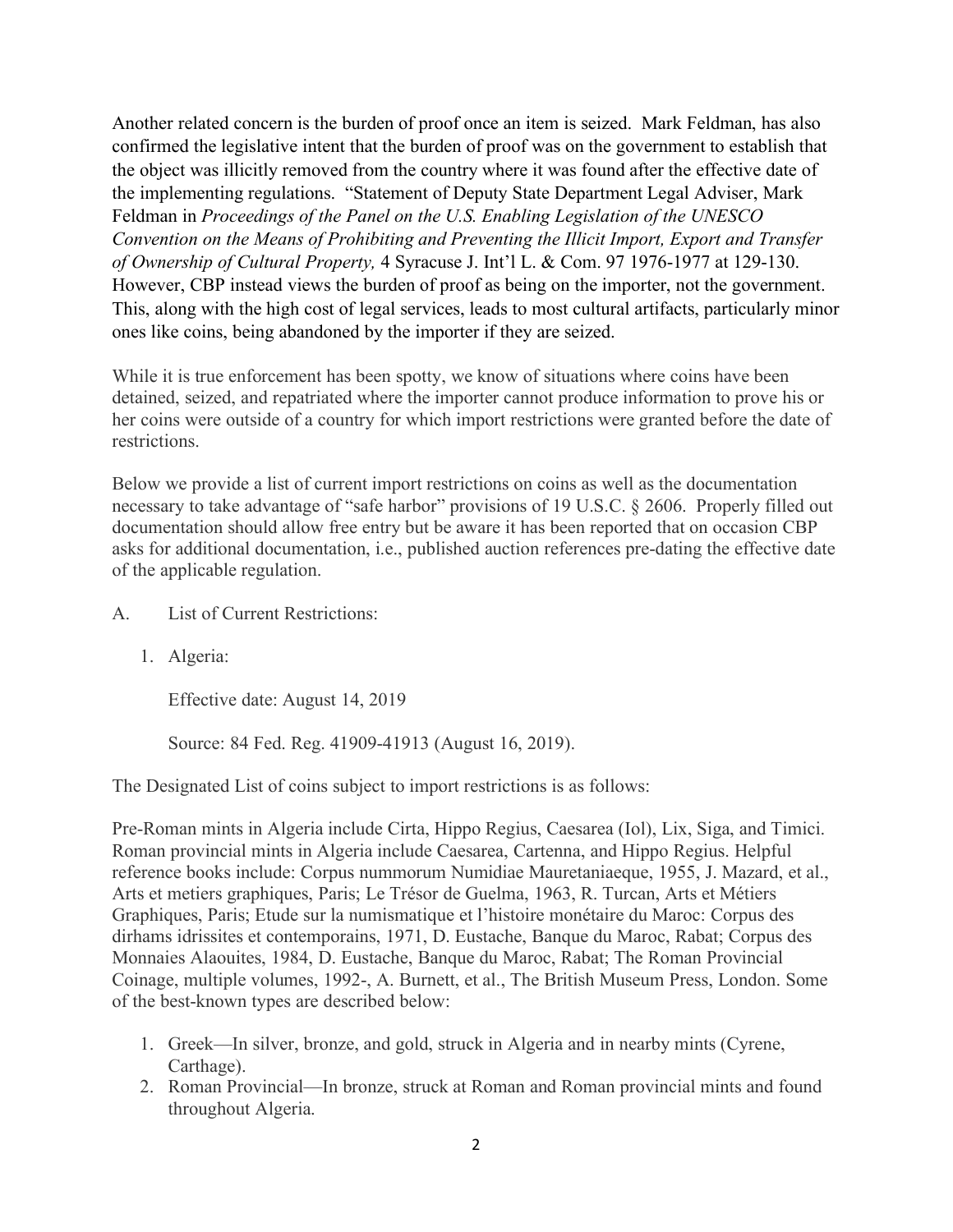Another related concern is the burden of proof once an item is seized. Mark Feldman, has also confirmed the legislative intent that the burden of proof was on the government to establish that the object was illicitly removed from the country where it was found after the effective date of the implementing regulations. "Statement of Deputy State Department Legal Adviser, Mark Feldman in *Proceedings of the Panel on the U.S. Enabling Legislation of the UNESCO Convention on the Means of Prohibiting and Preventing the Illicit Import, Export and Transfer of Ownership of Cultural Property,* 4 Syracuse J. Int'l L. & Com. 97 1976-1977 at 129-130. However, CBP instead views the burden of proof as being on the importer, not the government. This, along with the high cost of legal services, leads to most cultural artifacts, particularly minor ones like coins, being abandoned by the importer if they are seized.

While it is true enforcement has been spotty, we know of situations where coins have been detained, seized, and repatriated where the importer cannot produce information to prove his or her coins were outside of a country for which import restrictions were granted before the date of restrictions.

Below we provide a list of current import restrictions on coins as well as the documentation necessary to take advantage of "safe harbor" provisions of 19 U.S.C. § 2606. Properly filled out documentation should allow free entry but be aware it has been reported that on occasion CBP asks for additional documentation, i.e., published auction references pre-dating the effective date of the applicable regulation.

A. List of Current Restrictions:

1. Algeria:

   Effective date: August 14, 2019

   Source: 84 Fed. Reg. 41909-41913 (August 16, 2019).

The Designated List of coins subject to import restrictions is as follows:

Pre-Roman mints in Algeria include Cirta, Hippo Regius, Caesarea (Iol), Lix, Siga, and Timici. Roman provincial mints in Algeria include Caesarea, Cartenna, and Hippo Regius. Helpful reference books include: Corpus nummorum Numidiae Mauretaniaeque, 1955, J. Mazard, et al., Arts et metiers graphiques, Paris; Le Trésor de Guelma, 1963, R. Turcan, Arts et Métiers Graphiques, Paris; Etude sur la numismatique et l'histoire monétaire du Maroc: Corpus des dirhams idrissites et contemporains, 1971, D. Eustache, Banque du Maroc, Rabat; Corpus des Monnaies Alaouites, 1984, D. Eustache, Banque du Maroc, Rabat; The Roman Provincial Coinage, multiple volumes, 1992-, A. Burnett, et al., The British Museum Press, London. Some of the best-known types are described below:

1. Greek—In silver, bronze, and gold, struck in Algeria and in nearby mints (Cyrene, Carthage).
2. Roman Provincial—In bronze, struck at Roman and Roman provincial mints and found throughout Algeria.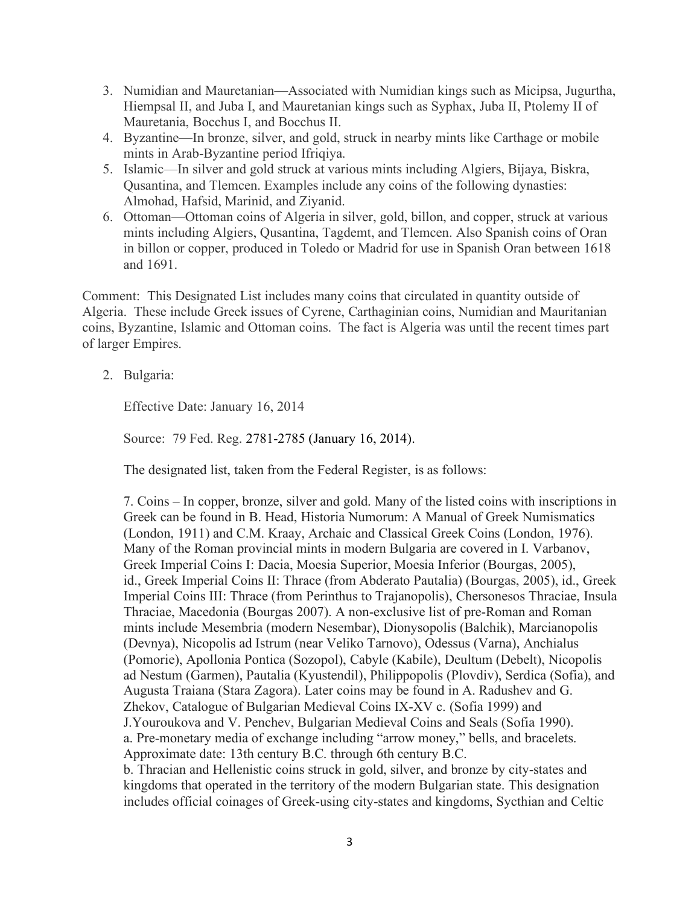3. Numidian and Mauretanian—Associated with Numidian kings such as Micipsa, Jugurtha, Hiempsal II, and Juba I, and Mauretanian kings such as Syphax, Juba II, Ptolemy II of Mauretania, Bocchus I, and Bocchus II.
4. Byzantine—In bronze, silver, and gold, struck in nearby mints like Carthage or mobile mints in Arab-Byzantine period Ifriqiya.
5. Islamic—In silver and gold struck at various mints including Algiers, Bijaya, Biskra, Qusantina, and Tlemcen. Examples include any coins of the following dynasties: Almohad, Hafsid, Marinid, and Ziyanid.
6. Ottoman—Ottoman coins of Algeria in silver, gold, billon, and copper, struck at various mints including Algiers, Qusantina, Tagdemt, and Tlemcen. Also Spanish coins of Oran in billon or copper, produced in Toledo or Madrid for use in Spanish Oran between 1618 and 1691.

Comment: This Designated List includes many coins that circulated in quantity outside of Algeria. These include Greek issues of Cyrene, Carthaginian coins, Numidian and Mauritanian coins, Byzantine, Islamic and Ottoman coins. The fact is Algeria was until the recent times part of larger Empires.

2. Bulgaria:

   Effective Date: January 16, 2014

   Source: 79 Fed. Reg. 2781-2785 (January 16, 2014).

   The designated list, taken from the Federal Register, is as follows:

   7. Coins – In copper, bronze, silver and gold. Many of the listed coins with inscriptions in Greek can be found in B. Head, Historia Numorum: A Manual of Greek Numismatics (London, 1911) and C.M. Kraay, Archaic and Classical Greek Coins (London, 1976). Many of the Roman provincial mints in modern Bulgaria are covered in I. Varbanov, Greek Imperial Coins I: Dacia, Moesia Superior, Moesia Inferior (Bourgas, 2005), id., Greek Imperial Coins II: Thrace (from Abderato Pautalia) (Bourgas, 2005), id., Greek Imperial Coins III: Thrace (from Perinthus to Trajanopolis), Chersonesos Thraciae, Insula Thraciae, Macedonia (Bourgas 2007). A non-exclusive list of pre-Roman and Roman mints include Mesembria (modern Nesembar), Dionysopolis (Balchik), Marcianopolis (Devnya), Nicopolis ad Istrum (near Veliko Tarnovo), Odessus (Varna), Anchialus (Pomorie), Apollonia Pontica (Sozopol), Cabyle (Kabile), Deultum (Debelt), Nicopolis ad Nestum (Garmen), Pautalia (Kyustendil), Philippopolis (Plovdiv), Serdica (Sofia), and Augusta Traiana (Stara Zagora). Later coins may be found in A. Radushev and G. Zhekov, Catalogue of Bulgarian Medieval Coins IX-XV c. (Sofia 1999) and J.Youroukova and V. Penchev, Bulgarian Medieval Coins and Seals (Sofia 1990).
   a. Pre-monetary media of exchange including "arrow money," bells, and bracelets. Approximate date: 13th century B.C. through 6th century B.C.
   b. Thracian and Hellenistic coins struck in gold, silver, and bronze by city-states and kingdoms that operated in the territory of the modern Bulgarian state. This designation includes official coinages of Greek-using city-states and kingdoms, Sycthian and Celtic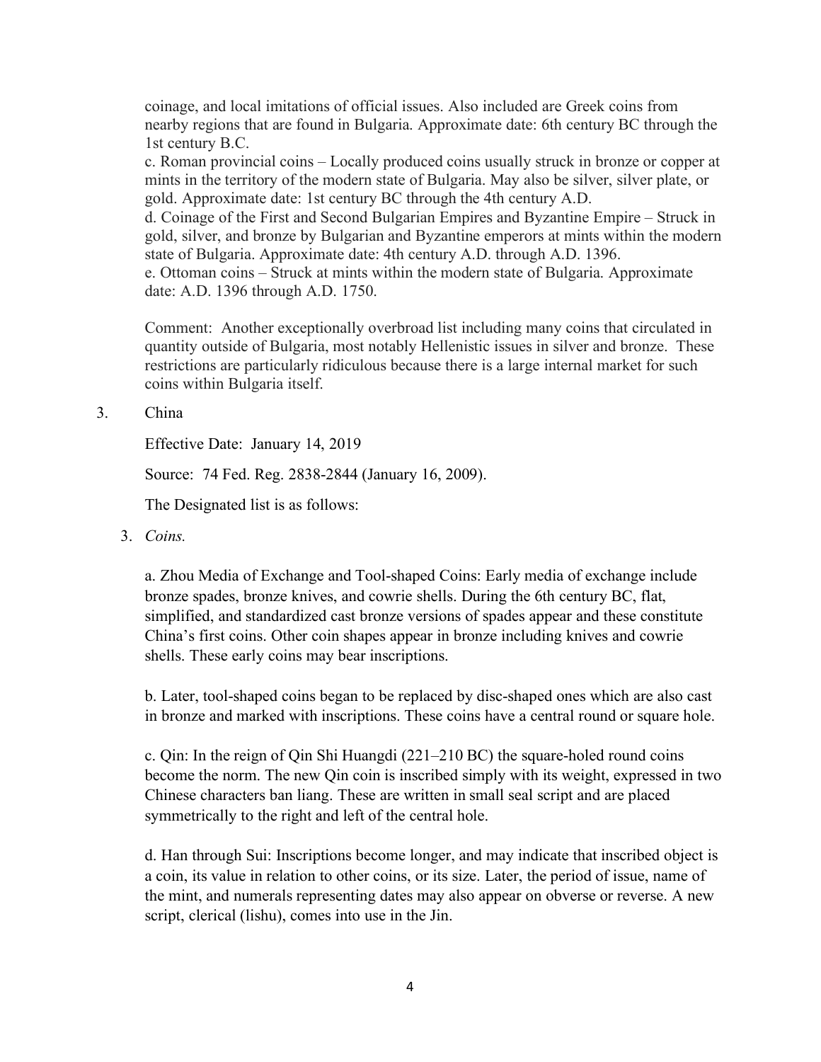coinage, and local imitations of official issues. Also included are Greek coins from nearby regions that are found in Bulgaria. Approximate date: 6th century BC through the 1st century B.C.

c. Roman provincial coins – Locally produced coins usually struck in bronze or copper at mints in the territory of the modern state of Bulgaria. May also be silver, silver plate, or gold. Approximate date: 1st century BC through the 4th century A.D.

d. Coinage of the First and Second Bulgarian Empires and Byzantine Empire – Struck in gold, silver, and bronze by Bulgarian and Byzantine emperors at mints within the modern state of Bulgaria. Approximate date: 4th century A.D. through A.D. 1396.

e. Ottoman coins – Struck at mints within the modern state of Bulgaria. Approximate date: A.D. 1396 through A.D. 1750.

Comment: Another exceptionally overbroad list including many coins that circulated in quantity outside of Bulgaria, most notably Hellenistic issues in silver and bronze. These restrictions are particularly ridiculous because there is a large internal market for such coins within Bulgaria itself.

3. China

Effective Date: January 14, 2019

Source: 74 Fed. Reg. 2838-2844 (January 16, 2009).

The Designated list is as follows:

3. *Coins.*

a. Zhou Media of Exchange and Tool-shaped Coins: Early media of exchange include bronze spades, bronze knives, and cowrie shells. During the 6th century BC, flat, simplified, and standardized cast bronze versions of spades appear and these constitute China's first coins. Other coin shapes appear in bronze including knives and cowrie shells. These early coins may bear inscriptions.

b. Later, tool-shaped coins began to be replaced by disc-shaped ones which are also cast in bronze and marked with inscriptions. These coins have a central round or square hole.

c. Qin: In the reign of Qin Shi Huangdi (221–210 BC) the square-holed round coins become the norm. The new Qin coin is inscribed simply with its weight, expressed in two Chinese characters ban liang. These are written in small seal script and are placed symmetrically to the right and left of the central hole.

d. Han through Sui: Inscriptions become longer, and may indicate that inscribed object is a coin, its value in relation to other coins, or its size. Later, the period of issue, name of the mint, and numerals representing dates may also appear on obverse or reverse. A new script, clerical (lishu), comes into use in the Jin.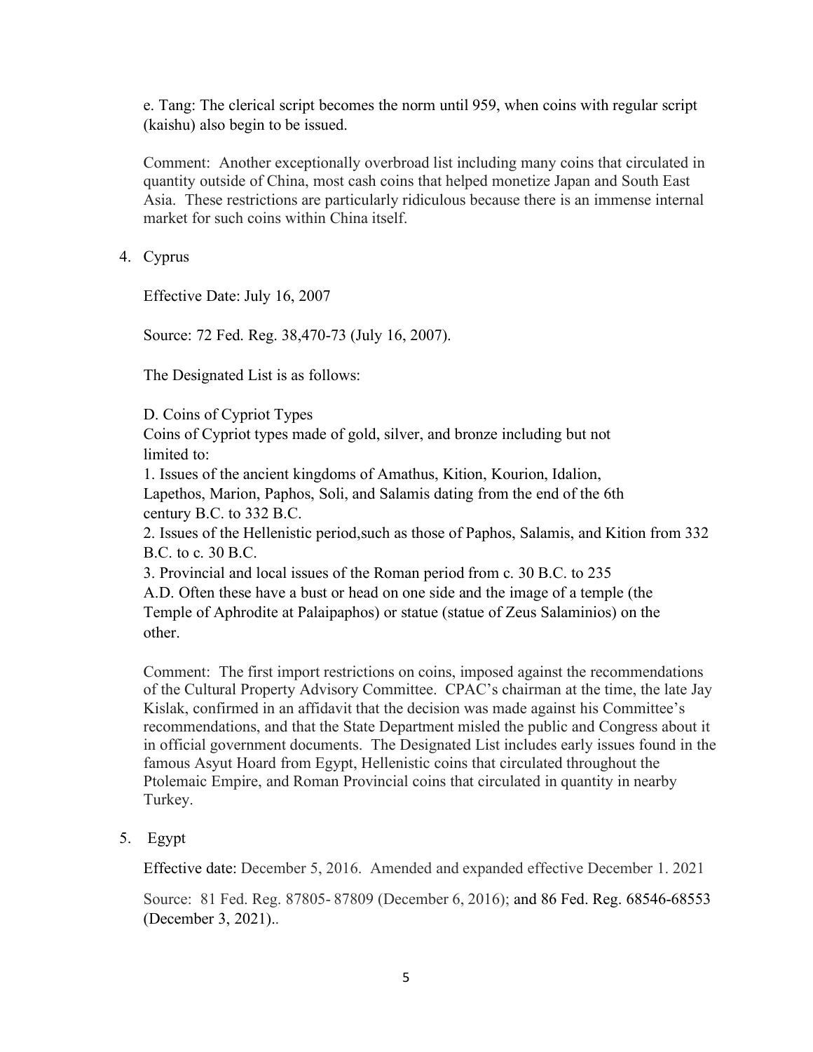e. Tang: The clerical script becomes the norm until 959, when coins with regular script (kaishu) also begin to be issued.

Comment: Another exceptionally overbroad list including many coins that circulated in quantity outside of China, most cash coins that helped monetize Japan and South East Asia. These restrictions are particularly ridiculous because there is an immense internal market for such coins within China itself.

4. Cyprus

   Effective Date: July 16, 2007

   Source: 72 Fed. Reg. 38,470-73 (July 16, 2007).

   The Designated List is as follows:

   D. Coins of Cypriot Types
   Coins of Cypriot types made of gold, silver, and bronze including but not limited to:
   1. Issues of the ancient kingdoms of Amathus, Kition, Kourion, Idalion, Lapethos, Marion, Paphos, Soli, and Salamis dating from the end of the 6th century B.C. to 332 B.C.
   2. Issues of the Hellenistic period,such as those of Paphos, Salamis, and Kition from 332 B.C. to c. 30 B.C.
   3. Provincial and local issues of the Roman period from c. 30 B.C. to 235 A.D. Often these have a bust or head on one side and the image of a temple (the Temple of Aphrodite at Palaipaphos) or statue (statue of Zeus Salaminios) on the other.

   Comment: The first import restrictions on coins, imposed against the recommendations of the Cultural Property Advisory Committee. CPAC's chairman at the time, the late Jay Kislak, confirmed in an affidavit that the decision was made against his Committee's recommendations, and that the State Department misled the public and Congress about it in official government documents. The Designated List includes early issues found in the famous Asyut Hoard from Egypt, Hellenistic coins that circulated throughout the Ptolemaic Empire, and Roman Provincial coins that circulated in quantity in nearby Turkey.

5. Egypt

   Effective date: December 5, 2016. Amended and expanded effective December 1. 2021

   Source: 81 Fed. Reg. 87805- 87809 (December 6, 2016); and 86 Fed. Reg. 68546-68553 (December 3, 2021)..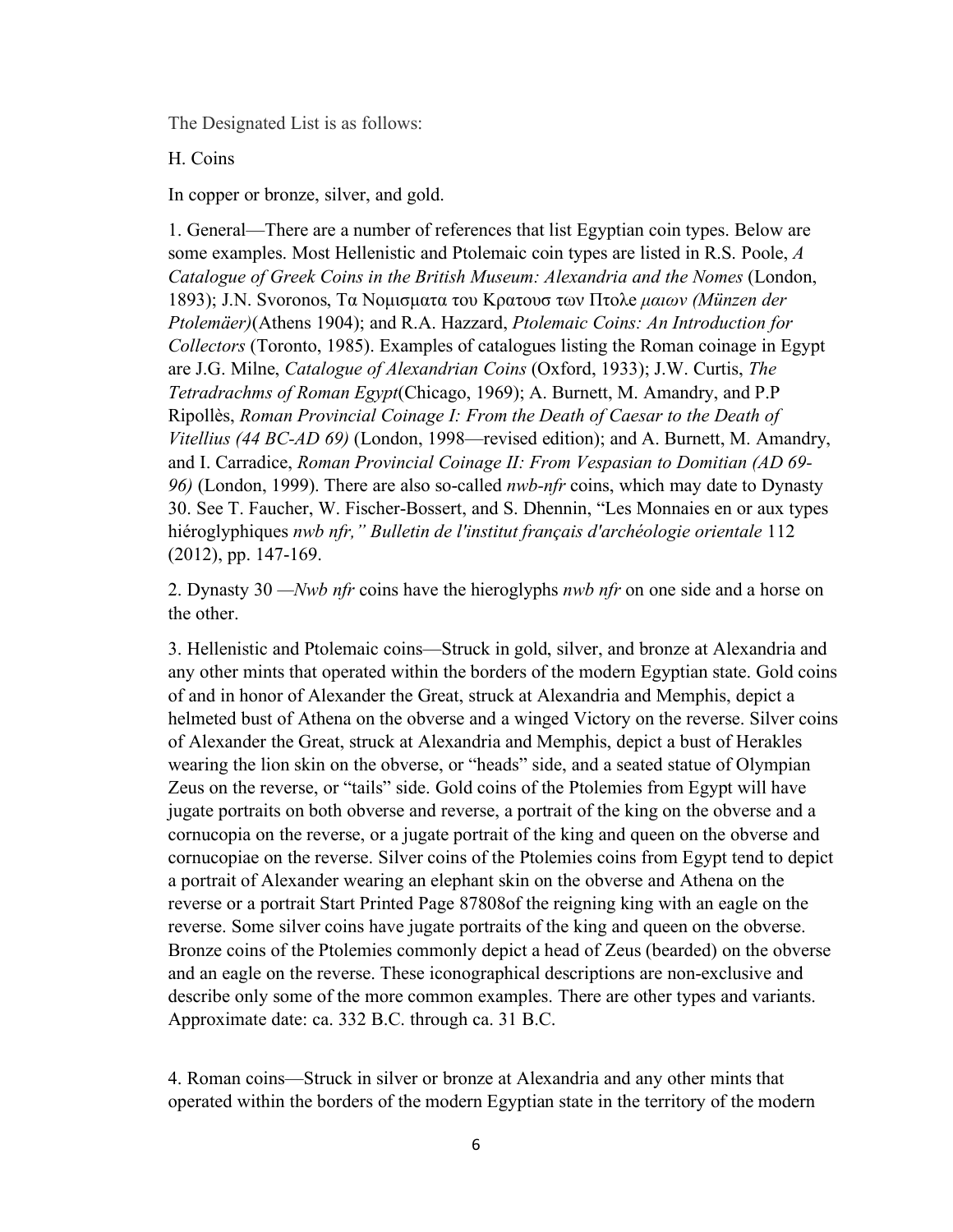The Designated List is as follows:

H. Coins

In copper or bronze, silver, and gold.

1. General—There are a number of references that list Egyptian coin types. Below are some examples. Most Hellenistic and Ptolemaic coin types are listed in R.S. Poole, *A Catalogue of Greek Coins in the British Museum: Alexandria and the Nomes* (London, 1893); J.N. Svoronos, Τα Νομισματα του Κρατουσ των Πτολε *μαιων (Münzen der Ptolemäer)*(Athens 1904); and R.A. Hazzard, *Ptolemaic Coins: An Introduction for Collectors* (Toronto, 1985). Examples of catalogues listing the Roman coinage in Egypt are J.G. Milne, *Catalogue of Alexandrian Coins* (Oxford, 1933); J.W. Curtis, *The Tetradrachms of Roman Egypt*(Chicago, 1969); A. Burnett, M. Amandry, and P.P Ripollès, *Roman Provincial Coinage I: From the Death of Caesar to the Death of Vitellius (44 BC-AD 69)* (London, 1998—revised edition); and A. Burnett, M. Amandry, and I. Carradice, *Roman Provincial Coinage II: From Vespasian to Domitian (AD 69-96)* (London, 1999). There are also so-called *nwb-nfr* coins, which may date to Dynasty 30. See T. Faucher, W. Fischer-Bossert, and S. Dhennin, "Les Monnaies en or aux types hiéroglyphiques *nwb nfr," Bulletin de l'institut français d'archéologie orientale* 112 (2012), pp. 147-169.

2. Dynasty 30 —*Nwb nfr* coins have the hieroglyphs *nwb nfr* on one side and a horse on the other.

3. Hellenistic and Ptolemaic coins—Struck in gold, silver, and bronze at Alexandria and any other mints that operated within the borders of the modern Egyptian state. Gold coins of and in honor of Alexander the Great, struck at Alexandria and Memphis, depict a helmeted bust of Athena on the obverse and a winged Victory on the reverse. Silver coins of Alexander the Great, struck at Alexandria and Memphis, depict a bust of Herakles wearing the lion skin on the obverse, or "heads" side, and a seated statue of Olympian Zeus on the reverse, or "tails" side. Gold coins of the Ptolemies from Egypt will have jugate portraits on both obverse and reverse, a portrait of the king on the obverse and a cornucopia on the reverse, or a jugate portrait of the king and queen on the obverse and cornucopiae on the reverse. Silver coins of the Ptolemies coins from Egypt tend to depict a portrait of Alexander wearing an elephant skin on the obverse and Athena on the reverse or a portrait Start Printed Page 87808of the reigning king with an eagle on the reverse. Some silver coins have jugate portraits of the king and queen on the obverse. Bronze coins of the Ptolemies commonly depict a head of Zeus (bearded) on the obverse and an eagle on the reverse. These iconographical descriptions are non-exclusive and describe only some of the more common examples. There are other types and variants. Approximate date: ca. 332 B.C. through ca. 31 B.C.

4. Roman coins—Struck in silver or bronze at Alexandria and any other mints that operated within the borders of the modern Egyptian state in the territory of the modern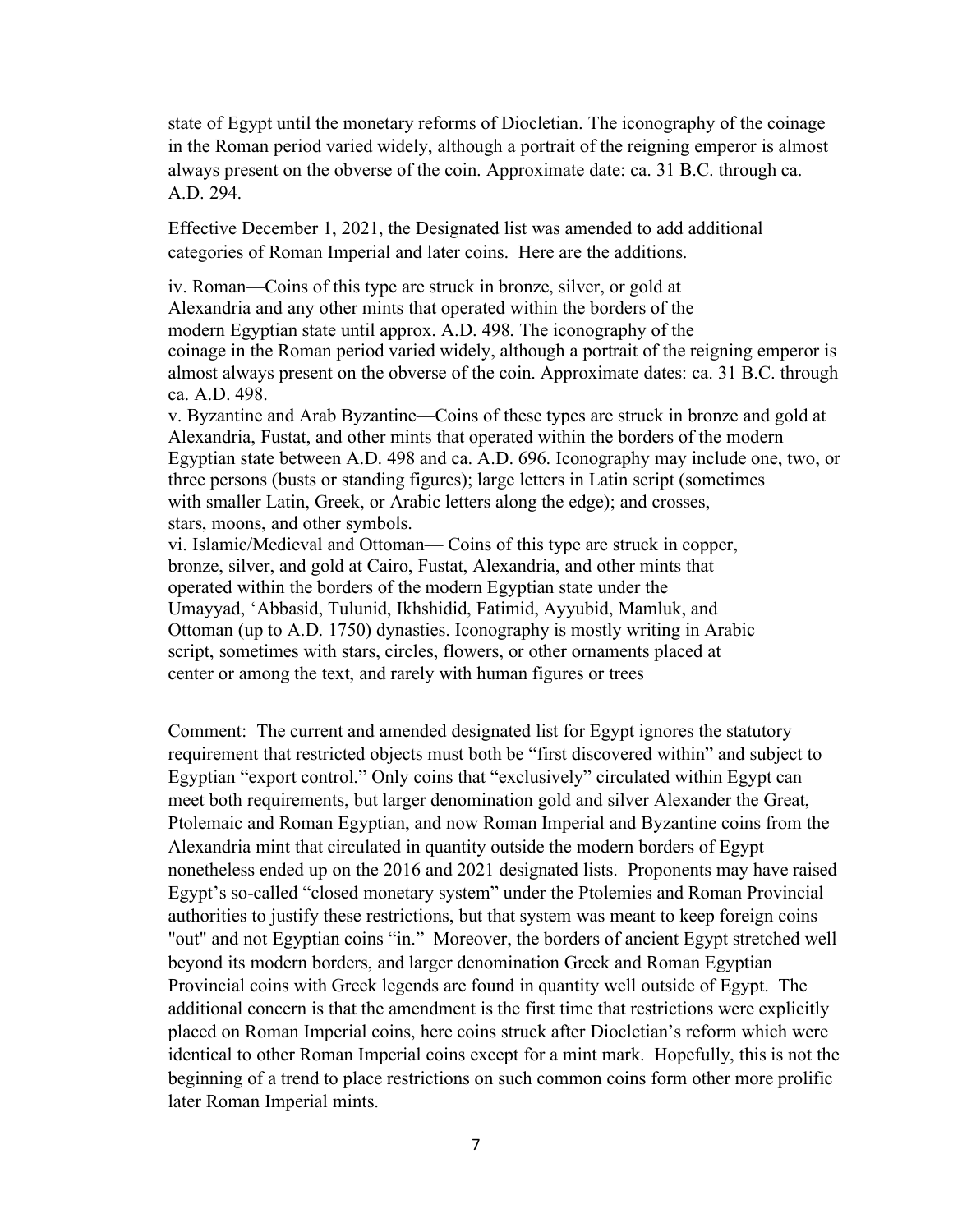state of Egypt until the monetary reforms of Diocletian. The iconography of the coinage in the Roman period varied widely, although a portrait of the reigning emperor is almost always present on the obverse of the coin. Approximate date: ca. 31 B.C. through ca. A.D. 294.

Effective December 1, 2021, the Designated list was amended to add additional categories of Roman Imperial and later coins. Here are the additions.

iv. Roman—Coins of this type are struck in bronze, silver, or gold at Alexandria and any other mints that operated within the borders of the modern Egyptian state until approx. A.D. 498. The iconography of the coinage in the Roman period varied widely, although a portrait of the reigning emperor is almost always present on the obverse of the coin. Approximate dates: ca. 31 B.C. through ca. A.D. 498.

v. Byzantine and Arab Byzantine—Coins of these types are struck in bronze and gold at Alexandria, Fustat, and other mints that operated within the borders of the modern Egyptian state between A.D. 498 and ca. A.D. 696. Iconography may include one, two, or three persons (busts or standing figures); large letters in Latin script (sometimes with smaller Latin, Greek, or Arabic letters along the edge); and crosses, stars, moons, and other symbols.

vi. Islamic/Medieval and Ottoman— Coins of this type are struck in copper, bronze, silver, and gold at Cairo, Fustat, Alexandria, and other mints that operated within the borders of the modern Egyptian state under the Umayyad, ʻAbbasid, Tulunid, Ikhshidid, Fatimid, Ayyubid, Mamluk, and Ottoman (up to A.D. 1750) dynasties. Iconography is mostly writing in Arabic script, sometimes with stars, circles, flowers, or other ornaments placed at center or among the text, and rarely with human figures or trees

Comment: The current and amended designated list for Egypt ignores the statutory requirement that restricted objects must both be "first discovered within" and subject to Egyptian "export control." Only coins that "exclusively" circulated within Egypt can meet both requirements, but larger denomination gold and silver Alexander the Great, Ptolemaic and Roman Egyptian, and now Roman Imperial and Byzantine coins from the Alexandria mint that circulated in quantity outside the modern borders of Egypt nonetheless ended up on the 2016 and 2021 designated lists. Proponents may have raised Egypt's so-called "closed monetary system" under the Ptolemies and Roman Provincial authorities to justify these restrictions, but that system was meant to keep foreign coins "out" and not Egyptian coins "in." Moreover, the borders of ancient Egypt stretched well beyond its modern borders, and larger denomination Greek and Roman Egyptian Provincial coins with Greek legends are found in quantity well outside of Egypt. The additional concern is that the amendment is the first time that restrictions were explicitly placed on Roman Imperial coins, here coins struck after Diocletian's reform which were identical to other Roman Imperial coins except for a mint mark. Hopefully, this is not the beginning of a trend to place restrictions on such common coins form other more prolific later Roman Imperial mints.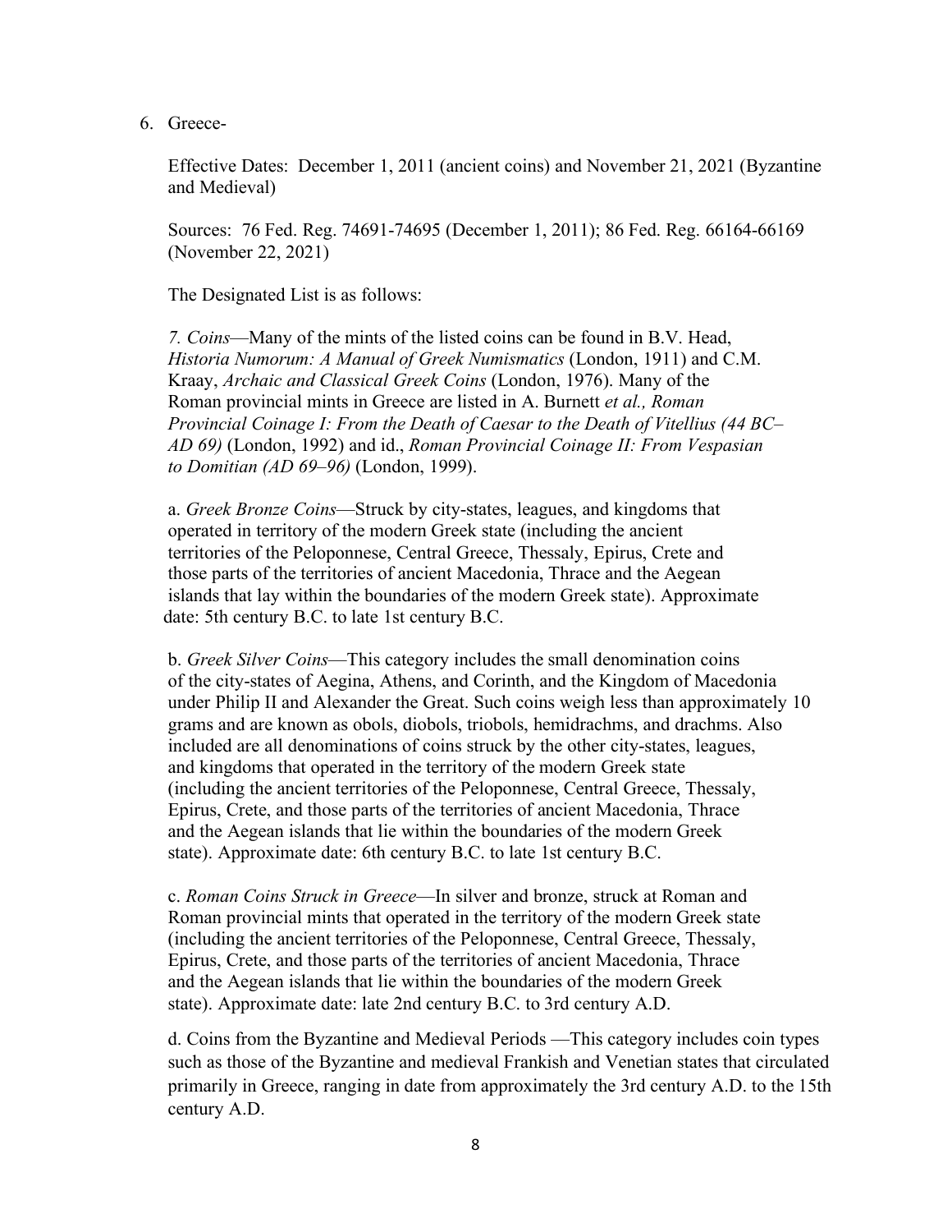6. Greece-

   Effective Dates: December 1, 2011 (ancient coins) and November 21, 2021 (Byzantine and Medieval)

   Sources: 76 Fed. Reg. 74691-74695 (December 1, 2011); 86 Fed. Reg. 66164-66169 (November 22, 2021)

   The Designated List is as follows:

   *7. Coins*—Many of the mints of the listed coins can be found in B.V. Head, *Historia Numorum: A Manual of Greek Numismatics* (London, 1911) and C.M. Kraay, *Archaic and Classical Greek Coins* (London, 1976). Many of the Roman provincial mints in Greece are listed in A. Burnett *et al., Roman Provincial Coinage I: From the Death of Caesar to the Death of Vitellius (44 BC–AD 69)* (London, 1992) and id., *Roman Provincial Coinage II: From Vespasian to Domitian (AD 69–96)* (London, 1999).

   a. *Greek Bronze Coins*—Struck by city-states, leagues, and kingdoms that operated in territory of the modern Greek state (including the ancient territories of the Peloponnese, Central Greece, Thessaly, Epirus, Crete and those parts of the territories of ancient Macedonia, Thrace and the Aegean islands that lay within the boundaries of the modern Greek state). Approximate date: 5th century B.C. to late 1st century B.C.

   b. *Greek Silver Coins*—This category includes the small denomination coins of the city-states of Aegina, Athens, and Corinth, and the Kingdom of Macedonia under Philip II and Alexander the Great. Such coins weigh less than approximately 10 grams and are known as obols, diobols, triobols, hemidrachms, and drachms. Also included are all denominations of coins struck by the other city-states, leagues, and kingdoms that operated in the territory of the modern Greek state (including the ancient territories of the Peloponnese, Central Greece, Thessaly, Epirus, Crete, and those parts of the territories of ancient Macedonia, Thrace and the Aegean islands that lie within the boundaries of the modern Greek state). Approximate date: 6th century B.C. to late 1st century B.C.

   c. *Roman Coins Struck in Greece*—In silver and bronze, struck at Roman and Roman provincial mints that operated in the territory of the modern Greek state (including the ancient territories of the Peloponnese, Central Greece, Thessaly, Epirus, Crete, and those parts of the territories of ancient Macedonia, Thrace and the Aegean islands that lie within the boundaries of the modern Greek state). Approximate date: late 2nd century B.C. to 3rd century A.D.

   d. Coins from the Byzantine and Medieval Periods —This category includes coin types such as those of the Byzantine and medieval Frankish and Venetian states that circulated primarily in Greece, ranging in date from approximately the 3rd century A.D. to the 15th century A.D.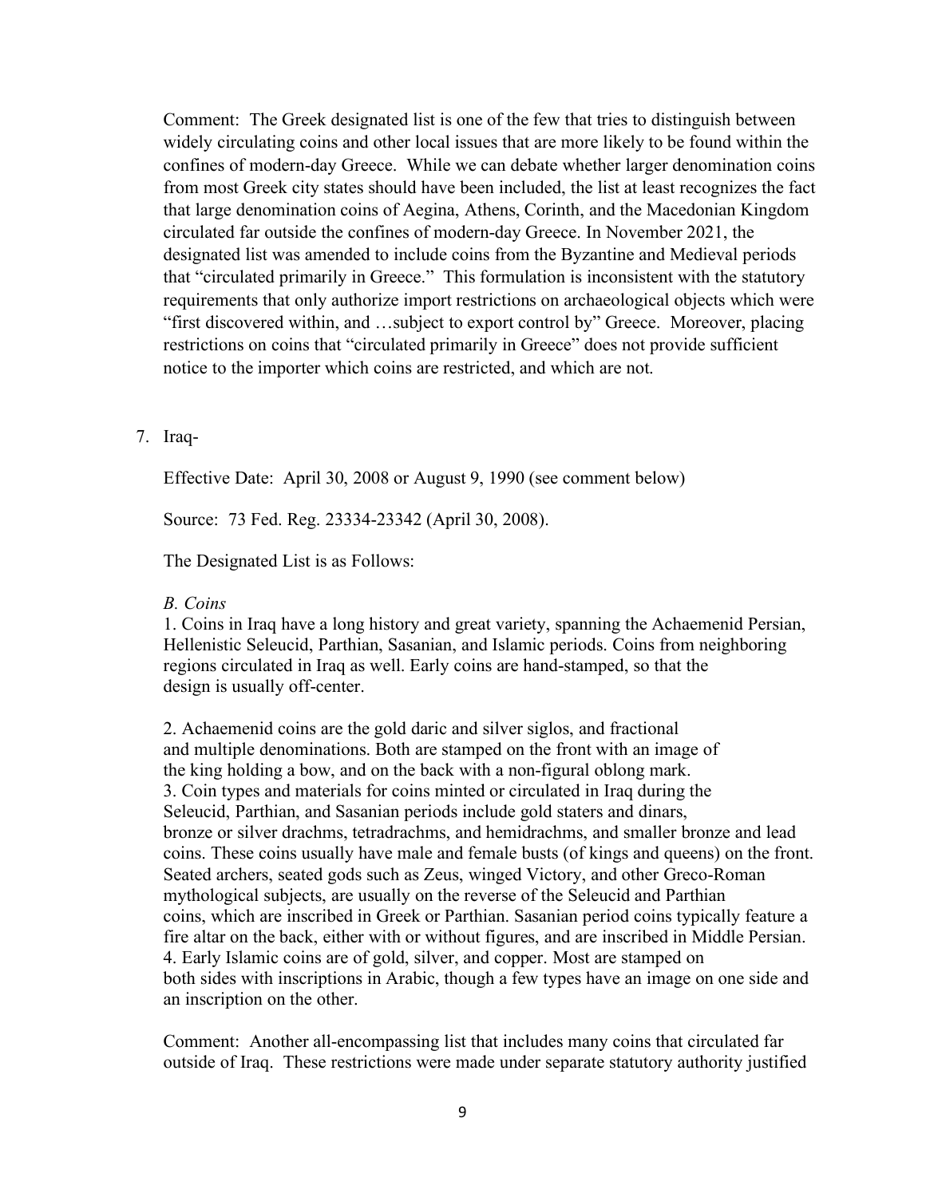Comment: The Greek designated list is one of the few that tries to distinguish between widely circulating coins and other local issues that are more likely to be found within the confines of modern-day Greece. While we can debate whether larger denomination coins from most Greek city states should have been included, the list at least recognizes the fact that large denomination coins of Aegina, Athens, Corinth, and the Macedonian Kingdom circulated far outside the confines of modern-day Greece. In November 2021, the designated list was amended to include coins from the Byzantine and Medieval periods that "circulated primarily in Greece." This formulation is inconsistent with the statutory requirements that only authorize import restrictions on archaeological objects which were "first discovered within, and …subject to export control by" Greece. Moreover, placing restrictions on coins that "circulated primarily in Greece" does not provide sufficient notice to the importer which coins are restricted, and which are not.

7. Iraq-

Effective Date: April 30, 2008 or August 9, 1990 (see comment below)

Source: 73 Fed. Reg. 23334-23342 (April 30, 2008).

The Designated List is as Follows:

*B. Coins*

1. Coins in Iraq have a long history and great variety, spanning the Achaemenid Persian, Hellenistic Seleucid, Parthian, Sasanian, and Islamic periods. Coins from neighboring regions circulated in Iraq as well. Early coins are hand-stamped, so that the design is usually off-center.

2. Achaemenid coins are the gold daric and silver siglos, and fractional and multiple denominations. Both are stamped on the front with an image of the king holding a bow, and on the back with a non-figural oblong mark.
3. Coin types and materials for coins minted or circulated in Iraq during the Seleucid, Parthian, and Sasanian periods include gold staters and dinars, bronze or silver drachms, tetradrachms, and hemidrachms, and smaller bronze and lead coins. These coins usually have male and female busts (of kings and queens) on the front. Seated archers, seated gods such as Zeus, winged Victory, and other Greco-Roman mythological subjects, are usually on the reverse of the Seleucid and Parthian coins, which are inscribed in Greek or Parthian. Sasanian period coins typically feature a fire altar on the back, either with or without figures, and are inscribed in Middle Persian.
4. Early Islamic coins are of gold, silver, and copper. Most are stamped on both sides with inscriptions in Arabic, though a few types have an image on one side and an inscription on the other.

Comment: Another all-encompassing list that includes many coins that circulated far outside of Iraq. These restrictions were made under separate statutory authority justified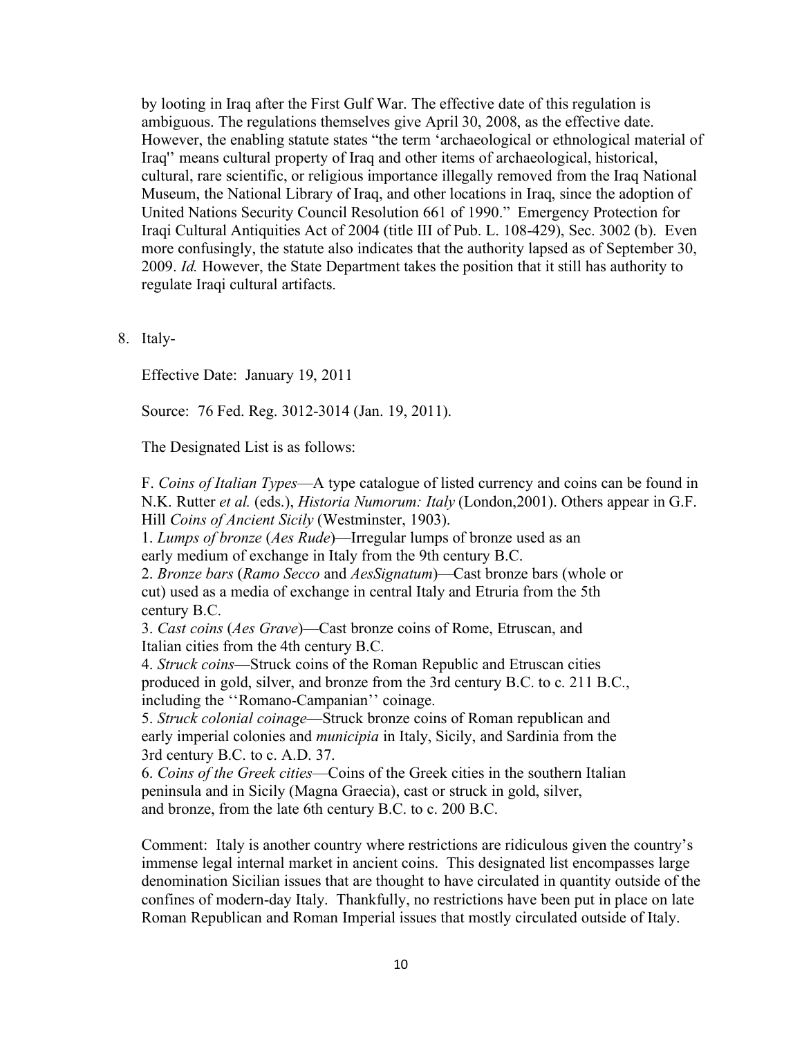by looting in Iraq after the First Gulf War. The effective date of this regulation is ambiguous. The regulations themselves give April 30, 2008, as the effective date. However, the enabling statute states "the term 'archaeological or ethnological material of Iraq'' means cultural property of Iraq and other items of archaeological, historical, cultural, rare scientific, or religious importance illegally removed from the Iraq National Museum, the National Library of Iraq, and other locations in Iraq, since the adoption of United Nations Security Council Resolution 661 of 1990." Emergency Protection for Iraqi Cultural Antiquities Act of 2004 (title III of Pub. L. 108-429), Sec. 3002 (b). Even more confusingly, the statute also indicates that the authority lapsed as of September 30, 2009. *Id.* However, the State Department takes the position that it still has authority to regulate Iraqi cultural artifacts.

8. Italy-

   Effective Date: January 19, 2011

   Source: 76 Fed. Reg. 3012-3014 (Jan. 19, 2011).

   The Designated List is as follows:

   F. *Coins of Italian Types*—A type catalogue of listed currency and coins can be found in N.K. Rutter *et al.* (eds.), *Historia Numorum: Italy* (London,2001). Others appear in G.F. Hill *Coins of Ancient Sicily* (Westminster, 1903).
   1. *Lumps of bronze* (*Aes Rude*)—Irregular lumps of bronze used as an early medium of exchange in Italy from the 9th century B.C.
   2. *Bronze bars* (*Ramo Secco* and *AesSignatum*)—Cast bronze bars (whole or cut) used as a media of exchange in central Italy and Etruria from the 5th century B.C.
   3. *Cast coins* (*Aes Grave*)—Cast bronze coins of Rome, Etruscan, and Italian cities from the 4th century B.C.
   4. *Struck coins*—Struck coins of the Roman Republic and Etruscan cities produced in gold, silver, and bronze from the 3rd century B.C. to c. 211 B.C., including the ''Romano-Campanian'' coinage.
   5. *Struck colonial coinage*—Struck bronze coins of Roman republican and early imperial colonies and *municipia* in Italy, Sicily, and Sardinia from the 3rd century B.C. to c. A.D. 37.
   6. *Coins of the Greek cities*—Coins of the Greek cities in the southern Italian peninsula and in Sicily (Magna Graecia), cast or struck in gold, silver, and bronze, from the late 6th century B.C. to c. 200 B.C.

   Comment: Italy is another country where restrictions are ridiculous given the country's immense legal internal market in ancient coins. This designated list encompasses large denomination Sicilian issues that are thought to have circulated in quantity outside of the confines of modern-day Italy. Thankfully, no restrictions have been put in place on late Roman Republican and Roman Imperial issues that mostly circulated outside of Italy.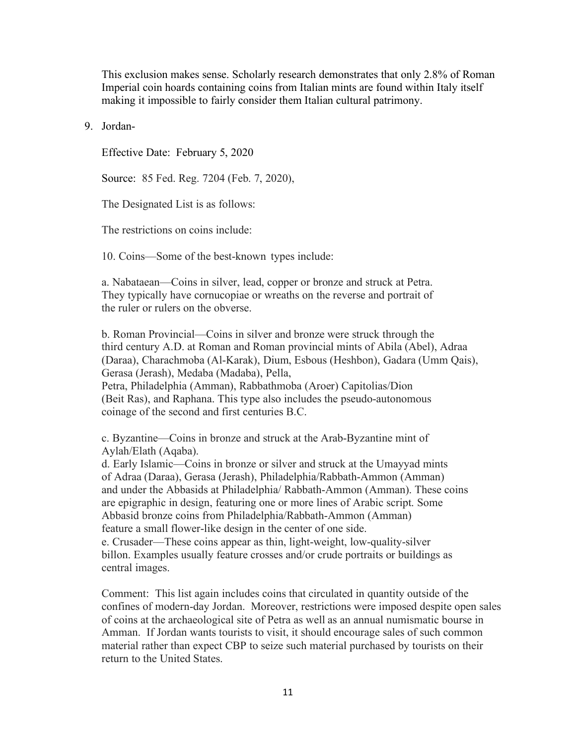This exclusion makes sense. Scholarly research demonstrates that only 2.8% of Roman Imperial coin hoards containing coins from Italian mints are found within Italy itself making it impossible to fairly consider them Italian cultural patrimony.

9. Jordan-

   Effective Date: February 5, 2020

   Source: 85 Fed. Reg. 7204 (Feb. 7, 2020),

   The Designated List is as follows:

   The restrictions on coins include:

   10. Coins—Some of the best-known types include:

   a. Nabataean—Coins in silver, lead, copper or bronze and struck at Petra. They typically have cornucopiae or wreaths on the reverse and portrait of the ruler or rulers on the obverse.

   b. Roman Provincial—Coins in silver and bronze were struck through the third century A.D. at Roman and Roman provincial mints of Abila (Abel), Adraa (Daraa), Charachmoba (Al-Karak), Dium, Esbous (Heshbon), Gadara (Umm Qais), Gerasa (Jerash), Medaba (Madaba), Pella, Petra, Philadelphia (Amman), Rabbathmoba (Aroer) Capitolias/Dion (Beit Ras), and Raphana. This type also includes the pseudo-autonomous coinage of the second and first centuries B.C.

   c. Byzantine—Coins in bronze and struck at the Arab-Byzantine mint of Aylah/Elath (Aqaba).
   d. Early Islamic—Coins in bronze or silver and struck at the Umayyad mints of Adraa (Daraa), Gerasa (Jerash), Philadelphia/Rabbath-Ammon (Amman) and under the Abbasids at Philadelphia/ Rabbath-Ammon (Amman). These coins are epigraphic in design, featuring one or more lines of Arabic script. Some Abbasid bronze coins from Philadelphia/Rabbath-Ammon (Amman) feature a small flower-like design in the center of one side.
   e. Crusader—These coins appear as thin, light-weight, low-quality-silver billon. Examples usually feature crosses and/or crude portraits or buildings as central images.

   Comment: This list again includes coins that circulated in quantity outside of the confines of modern-day Jordan. Moreover, restrictions were imposed despite open sales of coins at the archaeological site of Petra as well as an annual numismatic bourse in Amman. If Jordan wants tourists to visit, it should encourage sales of such common material rather than expect CBP to seize such material purchased by tourists on their return to the United States.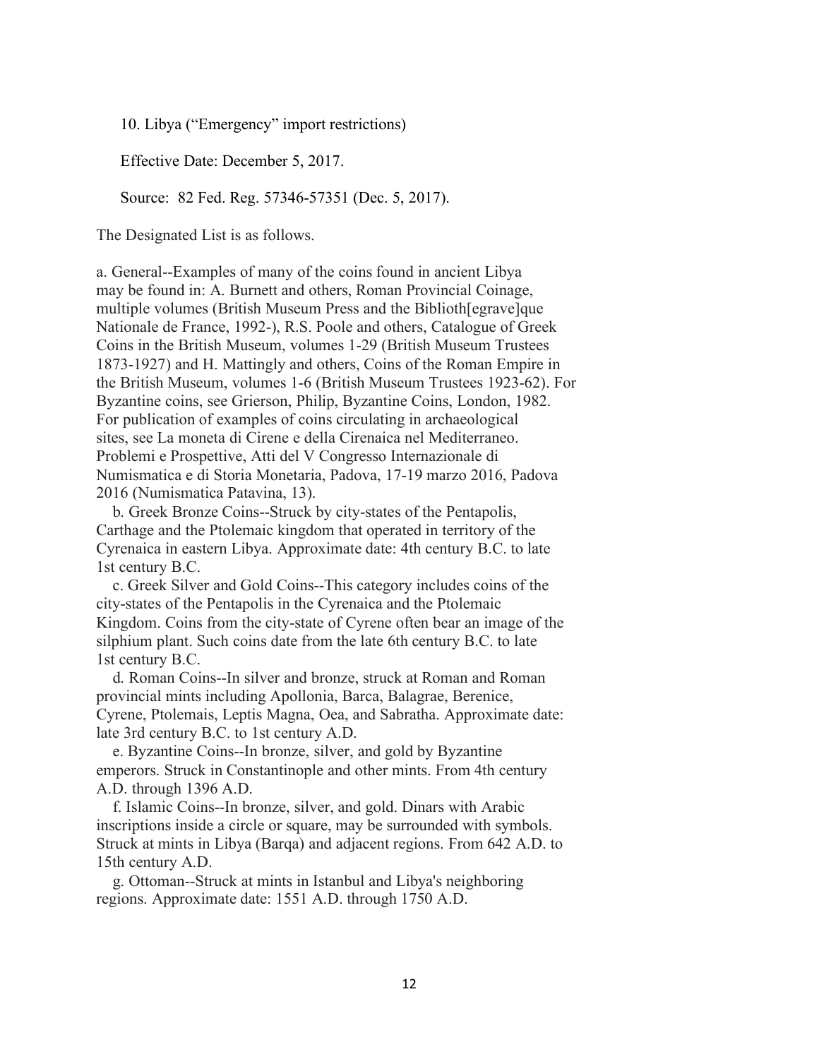10. Libya (“Emergency” import restrictions)

Effective Date: December 5, 2017.

Source: 82 Fed. Reg. 57346-57351 (Dec. 5, 2017).

The Designated List is as follows.

a. General--Examples of many of the coins found in ancient Libya may be found in: A. Burnett and others, Roman Provincial Coinage, multiple volumes (British Museum Press and the Biblioth[egrave]que Nationale de France, 1992-), R.S. Poole and others, Catalogue of Greek Coins in the British Museum, volumes 1-29 (British Museum Trustees 1873-1927) and H. Mattingly and others, Coins of the Roman Empire in the British Museum, volumes 1-6 (British Museum Trustees 1923-62). For Byzantine coins, see Grierson, Philip, Byzantine Coins, London, 1982. For publication of examples of coins circulating in archaeological sites, see La moneta di Cirene e della Cirenaica nel Mediterraneo. Problemi e Prospettive, Atti del V Congresso Internazionale di Numismatica e di Storia Monetaria, Padova, 17-19 marzo 2016, Padova 2016 (Numismatica Patavina, 13).

b. Greek Bronze Coins--Struck by city-states of the Pentapolis, Carthage and the Ptolemaic kingdom that operated in territory of the Cyrenaica in eastern Libya. Approximate date: 4th century B.C. to late 1st century B.C.

c. Greek Silver and Gold Coins--This category includes coins of the city-states of the Pentapolis in the Cyrenaica and the Ptolemaic Kingdom. Coins from the city-state of Cyrene often bear an image of the silphium plant. Such coins date from the late 6th century B.C. to late 1st century B.C.

d. Roman Coins--In silver and bronze, struck at Roman and Roman provincial mints including Apollonia, Barca, Balagrae, Berenice, Cyrene, Ptolemais, Leptis Magna, Oea, and Sabratha. Approximate date: late 3rd century B.C. to 1st century A.D.

e. Byzantine Coins--In bronze, silver, and gold by Byzantine emperors. Struck in Constantinople and other mints. From 4th century A.D. through 1396 A.D.

f. Islamic Coins--In bronze, silver, and gold. Dinars with Arabic inscriptions inside a circle or square, may be surrounded with symbols. Struck at mints in Libya (Barqa) and adjacent regions. From 642 A.D. to 15th century A.D.

g. Ottoman--Struck at mints in Istanbul and Libya's neighboring regions. Approximate date: 1551 A.D. through 1750 A.D.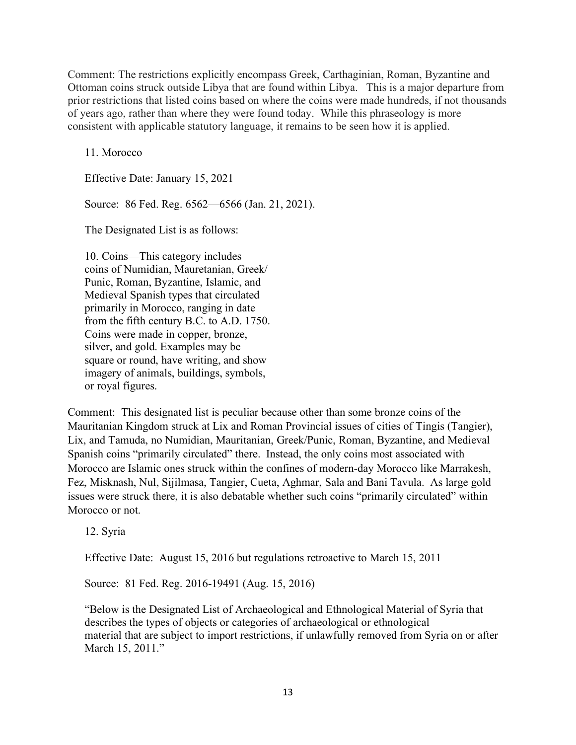Comment: The restrictions explicitly encompass Greek, Carthaginian, Roman, Byzantine and Ottoman coins struck outside Libya that are found within Libya. This is a major departure from prior restrictions that listed coins based on where the coins were made hundreds, if not thousands of years ago, rather than where they were found today. While this phraseology is more consistent with applicable statutory language, it remains to be seen how it is applied.

11. Morocco

Effective Date: January 15, 2021

Source: 86 Fed. Reg. 6562—6566 (Jan. 21, 2021).

The Designated List is as follows:

> 10. Coins—This category includes coins of Numidian, Mauretanian, Greek/ Punic, Roman, Byzantine, Islamic, and Medieval Spanish types that circulated primarily in Morocco, ranging in date from the fifth century B.C. to A.D. 1750. Coins were made in copper, bronze, silver, and gold. Examples may be square or round, have writing, and show imagery of animals, buildings, symbols, or royal figures.

Comment: This designated list is peculiar because other than some bronze coins of the Mauritanian Kingdom struck at Lix and Roman Provincial issues of cities of Tingis (Tangier), Lix, and Tamuda, no Numidian, Mauritanian, Greek/Punic, Roman, Byzantine, and Medieval Spanish coins "primarily circulated" there. Instead, the only coins most associated with Morocco are Islamic ones struck within the confines of modern-day Morocco like Marrakesh, Fez, Misknash, Nul, Sijilmasa, Tangier, Cueta, Aghmar, Sala and Bani Tavula. As large gold issues were struck there, it is also debatable whether such coins "primarily circulated" within Morocco or not.

12. Syria

Effective Date: August 15, 2016 but regulations retroactive to March 15, 2011

Source: 81 Fed. Reg. 2016-19491 (Aug. 15, 2016)

"Below is the Designated List of Archaeological and Ethnological Material of Syria that describes the types of objects or categories of archaeological or ethnological material that are subject to import restrictions, if unlawfully removed from Syria on or after March 15, 2011."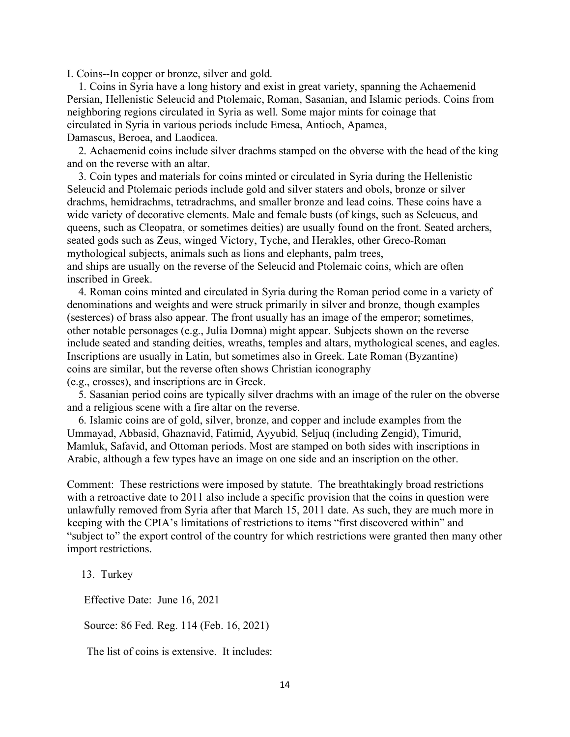I. Coins--In copper or bronze, silver and gold.

1. Coins in Syria have a long history and exist in great variety, spanning the Achaemenid Persian, Hellenistic Seleucid and Ptolemaic, Roman, Sasanian, and Islamic periods. Coins from neighboring regions circulated in Syria as well. Some major mints for coinage that circulated in Syria in various periods include Emesa, Antioch, Apamea, Damascus, Beroea, and Laodicea.

2. Achaemenid coins include silver drachms stamped on the obverse with the head of the king and on the reverse with an altar.

3. Coin types and materials for coins minted or circulated in Syria during the Hellenistic Seleucid and Ptolemaic periods include gold and silver staters and obols, bronze or silver drachms, hemidrachms, tetradrachms, and smaller bronze and lead coins. These coins have a wide variety of decorative elements. Male and female busts (of kings, such as Seleucus, and queens, such as Cleopatra, or sometimes deities) are usually found on the front. Seated archers, seated gods such as Zeus, winged Victory, Tyche, and Herakles, other Greco-Roman mythological subjects, animals such as lions and elephants, palm trees, and ships are usually on the reverse of the Seleucid and Ptolemaic coins, which are often inscribed in Greek.

4. Roman coins minted and circulated in Syria during the Roman period come in a variety of denominations and weights and were struck primarily in silver and bronze, though examples (sesterces) of brass also appear. The front usually has an image of the emperor; sometimes, other notable personages (e.g., Julia Domna) might appear. Subjects shown on the reverse include seated and standing deities, wreaths, temples and altars, mythological scenes, and eagles. Inscriptions are usually in Latin, but sometimes also in Greek. Late Roman (Byzantine) coins are similar, but the reverse often shows Christian iconography (e.g., crosses), and inscriptions are in Greek.

5. Sasanian period coins are typically silver drachms with an image of the ruler on the obverse and a religious scene with a fire altar on the reverse.

6. Islamic coins are of gold, silver, bronze, and copper and include examples from the Ummayad, Abbasid, Ghaznavid, Fatimid, Ayyubid, Seljuq (including Zengid), Timurid, Mamluk, Safavid, and Ottoman periods. Most are stamped on both sides with inscriptions in Arabic, although a few types have an image on one side and an inscription on the other.

Comment: These restrictions were imposed by statute. The breathtakingly broad restrictions with a retroactive date to 2011 also include a specific provision that the coins in question were unlawfully removed from Syria after that March 15, 2011 date. As such, they are much more in keeping with the CPIA's limitations of restrictions to items "first discovered within" and "subject to" the export control of the country for which restrictions were granted then many other import restrictions.

13. Turkey

Effective Date: June 16, 2021

Source: 86 Fed. Reg. 114 (Feb. 16, 2021)

The list of coins is extensive. It includes: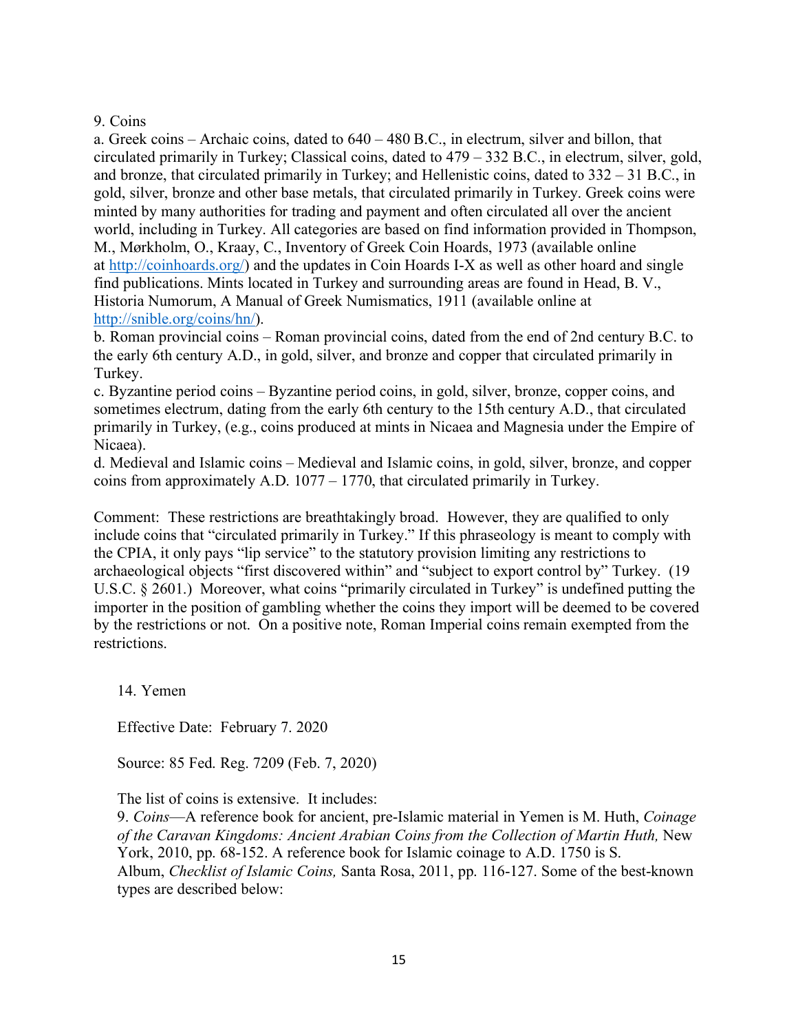9. Coins

a. Greek coins – Archaic coins, dated to 640 – 480 B.C., in electrum, silver and billon, that circulated primarily in Turkey; Classical coins, dated to 479 – 332 B.C., in electrum, silver, gold, and bronze, that circulated primarily in Turkey; and Hellenistic coins, dated to 332 – 31 B.C., in gold, silver, bronze and other base metals, that circulated primarily in Turkey. Greek coins were minted by many authorities for trading and payment and often circulated all over the ancient world, including in Turkey. All categories are based on find information provided in Thompson, M., Mørkholm, O., Kraay, C., Inventory of Greek Coin Hoards, 1973 (available online at [http://coinhoards.org/](http://coinhoards.org/)) and the updates in Coin Hoards I-X as well as other hoard and single find publications. Mints located in Turkey and surrounding areas are found in Head, B. V., Historia Numorum, A Manual of Greek Numismatics, 1911 (available online at [http://snible.org/coins/hn/](http://snible.org/coins/hn/)).

b. Roman provincial coins – Roman provincial coins, dated from the end of 2nd century B.C. to the early 6th century A.D., in gold, silver, and bronze and copper that circulated primarily in Turkey.

c. Byzantine period coins – Byzantine period coins, in gold, silver, bronze, copper coins, and sometimes electrum, dating from the early 6th century to the 15th century A.D., that circulated primarily in Turkey, (e.g., coins produced at mints in Nicaea and Magnesia under the Empire of Nicaea).

d. Medieval and Islamic coins – Medieval and Islamic coins, in gold, silver, bronze, and copper coins from approximately A.D. 1077 – 1770, that circulated primarily in Turkey.

Comment: These restrictions are breathtakingly broad. However, they are qualified to only include coins that "circulated primarily in Turkey." If this phraseology is meant to comply with the CPIA, it only pays "lip service" to the statutory provision limiting any restrictions to archaeological objects "first discovered within" and "subject to export control by" Turkey. (19 U.S.C. § 2601.) Moreover, what coins "primarily circulated in Turkey" is undefined putting the importer in the position of gambling whether the coins they import will be deemed to be covered by the restrictions or not. On a positive note, Roman Imperial coins remain exempted from the restrictions.

14. Yemen

Effective Date: February 7. 2020

Source: 85 Fed. Reg. 7209 (Feb. 7, 2020)

The list of coins is extensive. It includes:

9. *Coins*—A reference book for ancient, pre-Islamic material in Yemen is M. Huth, *Coinage of the Caravan Kingdoms: Ancient Arabian Coins from the Collection of Martin Huth,* New York, 2010, pp. 68-152. A reference book for Islamic coinage to A.D. 1750 is S. Album, *Checklist of Islamic Coins,* Santa Rosa, 2011, pp. 116-127. Some of the best-known types are described below: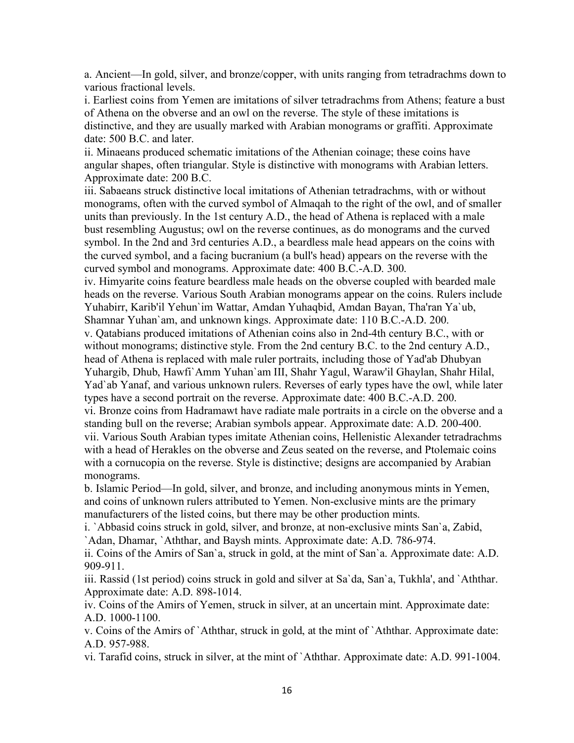a. Ancient—In gold, silver, and bronze/copper, with units ranging from tetradrachms down to various fractional levels.

i. Earliest coins from Yemen are imitations of silver tetradrachms from Athens; feature a bust of Athena on the obverse and an owl on the reverse. The style of these imitations is distinctive, and they are usually marked with Arabian monograms or graffiti. Approximate date: 500 B.C. and later.

ii. Minaeans produced schematic imitations of the Athenian coinage; these coins have angular shapes, often triangular. Style is distinctive with monograms with Arabian letters. Approximate date: 200 B.C.

iii. Sabaeans struck distinctive local imitations of Athenian tetradrachms, with or without monograms, often with the curved symbol of Almaqah to the right of the owl, and of smaller units than previously. In the 1st century A.D., the head of Athena is replaced with a male bust resembling Augustus; owl on the reverse continues, as do monograms and the curved symbol. In the 2nd and 3rd centuries A.D., a beardless male head appears on the coins with the curved symbol, and a facing bucranium (a bull's head) appears on the reverse with the curved symbol and monograms. Approximate date: 400 B.C.-A.D. 300.

iv. Himyarite coins feature beardless male heads on the obverse coupled with bearded male heads on the reverse. Various South Arabian monograms appear on the coins. Rulers include Yuhabirr, Karib'il Yehun`im Wattar, Amdan Yuhaqbid, Amdan Bayan, Tha'ran Ya`ub, Shamnar Yuhan`am, and unknown kings. Approximate date: 110 B.C.-A.D. 200.

v. Qatabians produced imitations of Athenian coins also in 2nd-4th century B.C., with or without monograms; distinctive style. From the 2nd century B.C. to the 2nd century A.D., head of Athena is replaced with male ruler portraits, including those of Yad'ab Dhubyan Yuhargib, Dhub, Hawfi`Amm Yuhan`am III, Shahr Yagul, Waraw'il Ghaylan, Shahr Hilal, Yad`ab Yanaf, and various unknown rulers. Reverses of early types have the owl, while later types have a second portrait on the reverse. Approximate date: 400 B.C.-A.D. 200.

vi. Bronze coins from Hadramawt have radiate male portraits in a circle on the obverse and a standing bull on the reverse; Arabian symbols appear. Approximate date: A.D. 200-400.

vii. Various South Arabian types imitate Athenian coins, Hellenistic Alexander tetradrachms with a head of Herakles on the obverse and Zeus seated on the reverse, and Ptolemaic coins with a cornucopia on the reverse. Style is distinctive; designs are accompanied by Arabian monograms.

b. Islamic Period—In gold, silver, and bronze, and including anonymous mints in Yemen, and coins of unknown rulers attributed to Yemen. Non-exclusive mints are the primary manufacturers of the listed coins, but there may be other production mints.

i. `Abbasid coins struck in gold, silver, and bronze, at non-exclusive mints San`a, Zabid, `Adan, Dhamar, `Aththar, and Baysh mints. Approximate date: A.D. 786-974.

ii. Coins of the Amirs of San`a, struck in gold, at the mint of San`a. Approximate date: A.D. 909-911.

iii. Rassid (1st period) coins struck in gold and silver at Sa`da, San`a, Tukhla', and `Aththar. Approximate date: A.D. 898-1014.

iv. Coins of the Amirs of Yemen, struck in silver, at an uncertain mint. Approximate date: A.D. 1000-1100.

v. Coins of the Amirs of `Aththar, struck in gold, at the mint of `Aththar. Approximate date: A.D. 957-988.

vi. Tarafid coins, struck in silver, at the mint of `Aththar. Approximate date: A.D. 991-1004.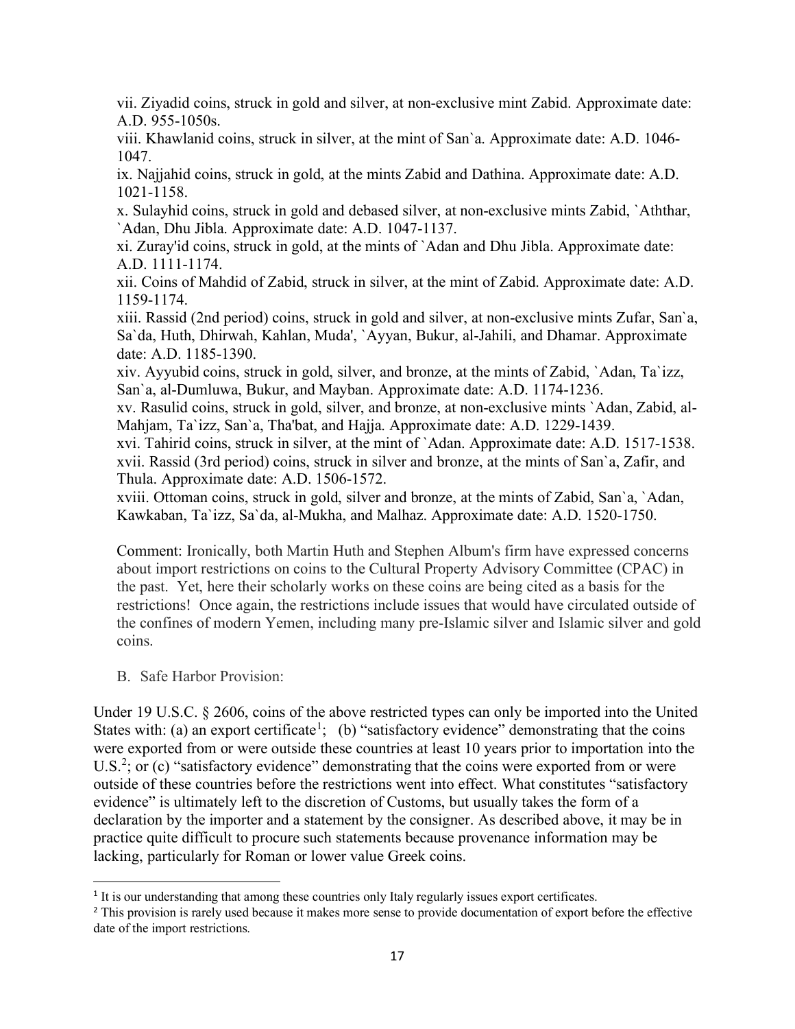vii. Ziyadid coins, struck in gold and silver, at non-exclusive mint Zabid. Approximate date: A.D. 955-1050s.
viii. Khawlanid coins, struck in silver, at the mint of San`a. Approximate date: A.D. 1046-1047.
ix. Najjahid coins, struck in gold, at the mints Zabid and Dathina. Approximate date: A.D. 1021-1158.
x. Sulayhid coins, struck in gold and debased silver, at non-exclusive mints Zabid, `Aththar, `Adan, Dhu Jibla. Approximate date: A.D. 1047-1137.
xi. Zuray'id coins, struck in gold, at the mints of `Adan and Dhu Jibla. Approximate date: A.D. 1111-1174.
xii. Coins of Mahdid of Zabid, struck in silver, at the mint of Zabid. Approximate date: A.D. 1159-1174.
xiii. Rassid (2nd period) coins, struck in gold and silver, at non-exclusive mints Zufar, San`a, Sa`da, Huth, Dhirwah, Kahlan, Muda', `Ayyan, Bukur, al-Jahili, and Dhamar. Approximate date: A.D. 1185-1390.
xiv. Ayyubid coins, struck in gold, silver, and bronze, at the mints of Zabid, `Adan, Ta`izz, San`a, al-Dumluwa, Bukur, and Mayban. Approximate date: A.D. 1174-1236.
xv. Rasulid coins, struck in gold, silver, and bronze, at non-exclusive mints `Adan, Zabid, al-Mahjam, Ta`izz, San`a, Tha'bat, and Hajja. Approximate date: A.D. 1229-1439.
xvi. Tahirid coins, struck in silver, at the mint of `Adan. Approximate date: A.D. 1517-1538.
xvii. Rassid (3rd period) coins, struck in silver and bronze, at the mints of San`a, Zafir, and Thula. Approximate date: A.D. 1506-1572.
xviii. Ottoman coins, struck in gold, silver and bronze, at the mints of Zabid, San`a, `Adan, Kawkaban, Ta`izz, Sa`da, al-Mukha, and Malhaz. Approximate date: A.D. 1520-1750.

Comment: Ironically, both Martin Huth and Stephen Album's firm have expressed concerns about import restrictions on coins to the Cultural Property Advisory Committee (CPAC) in the past. Yet, here their scholarly works on these coins are being cited as a basis for the restrictions! Once again, the restrictions include issues that would have circulated outside of the confines of modern Yemen, including many pre-Islamic silver and Islamic silver and gold coins.

B. Safe Harbor Provision:

Under 19 U.S.C. § 2606, coins of the above restricted types can only be imported into the United States with: (a) an export certificate[1]; (b) "satisfactory evidence" demonstrating that the coins were exported from or were outside these countries at least 10 years prior to importation into the U.S.[2]; or (c) "satisfactory evidence" demonstrating that the coins were exported from or were outside of these countries before the restrictions went into effect. What constitutes "satisfactory evidence" is ultimately left to the discretion of Customs, but usually takes the form of a declaration by the importer and a statement by the consigner. As described above, it may be in practice quite difficult to procure such statements because provenance information may be lacking, particularly for Roman or lower value Greek coins.

[1] It is our understanding that among these countries only Italy regularly issues export certificates.

[2] This provision is rarely used because it makes more sense to provide documentation of export before the effective date of the import restrictions.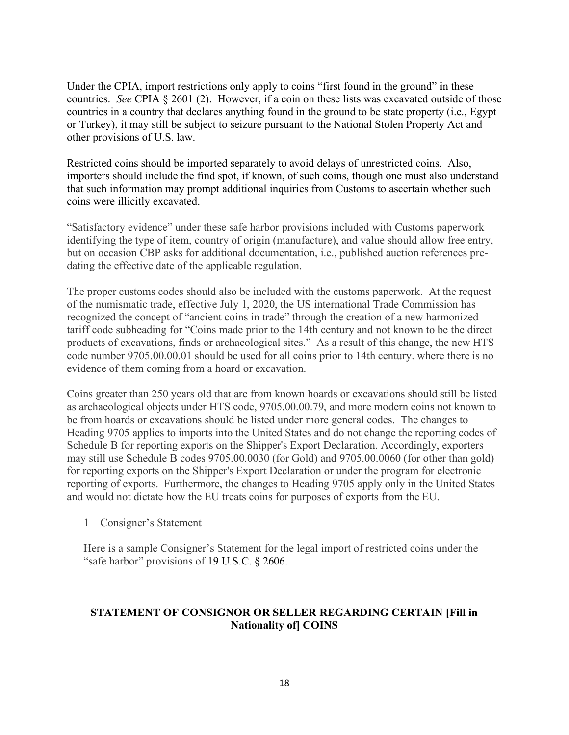Under the CPIA, import restrictions only apply to coins "first found in the ground" in these countries. *See* CPIA § 2601 (2). However, if a coin on these lists was excavated outside of those countries in a country that declares anything found in the ground to be state property (i.e., Egypt or Turkey), it may still be subject to seizure pursuant to the National Stolen Property Act and other provisions of U.S. law.

Restricted coins should be imported separately to avoid delays of unrestricted coins. Also, importers should include the find spot, if known, of such coins, though one must also understand that such information may prompt additional inquiries from Customs to ascertain whether such coins were illicitly excavated.

"Satisfactory evidence" under these safe harbor provisions included with Customs paperwork identifying the type of item, country of origin (manufacture), and value should allow free entry, but on occasion CBP asks for additional documentation, i.e., published auction references pre-dating the effective date of the applicable regulation.

The proper customs codes should also be included with the customs paperwork. At the request of the numismatic trade, effective July 1, 2020, the US international Trade Commission has recognized the concept of "ancient coins in trade" through the creation of a new harmonized tariff code subheading for "Coins made prior to the 14th century and not known to be the direct products of excavations, finds or archaeological sites." As a result of this change, the new HTS code number 9705.00.00.01 should be used for all coins prior to 14th century. where there is no evidence of them coming from a hoard or excavation.

Coins greater than 250 years old that are from known hoards or excavations should still be listed as archaeological objects under HTS code, 9705.00.00.79, and more modern coins not known to be from hoards or excavations should be listed under more general codes. The changes to Heading 9705 applies to imports into the United States and do not change the reporting codes of Schedule B for reporting exports on the Shipper's Export Declaration. Accordingly, exporters may still use Schedule B codes 9705.00.0030 (for Gold) and 9705.00.0060 (for other than gold) for reporting exports on the Shipper's Export Declaration or under the program for electronic reporting of exports. Furthermore, the changes to Heading 9705 apply only in the United States and would not dictate how the EU treats coins for purposes of exports from the EU.

1 Consigner's Statement

Here is a sample Consigner's Statement for the legal import of restricted coins under the "safe harbor" provisions of 19 U.S.C. § 2606.

**STATEMENT OF CONSIGNOR OR SELLER REGARDING CERTAIN [Fill in Nationality of] COINS**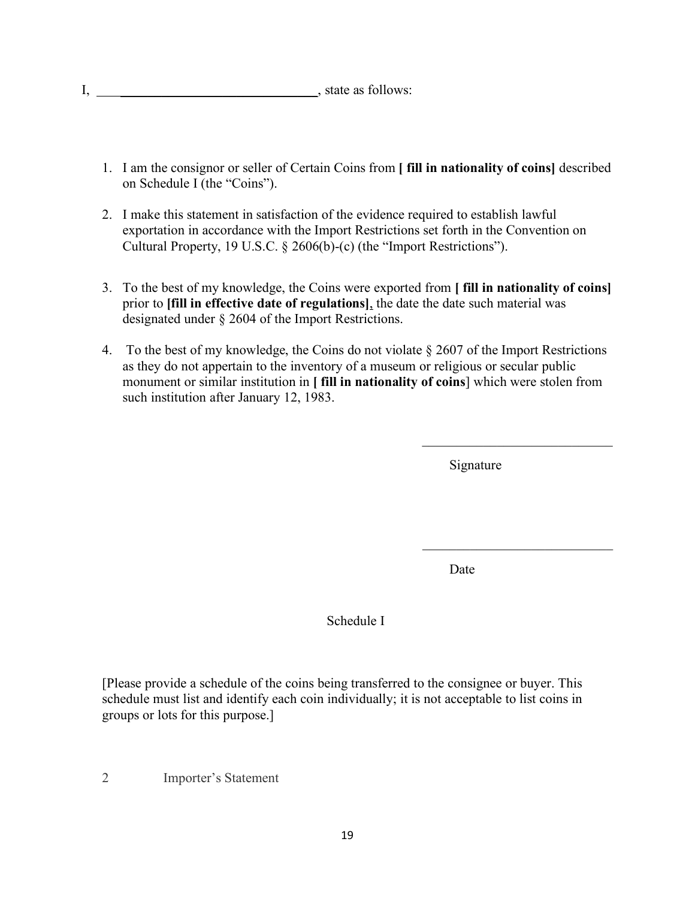I, ________________________________, state as follows:

1. I am the consignor or seller of Certain Coins from **[ fill in nationality of coins]** described on Schedule I (the "Coins").

2. I make this statement in satisfaction of the evidence required to establish lawful exportation in accordance with the Import Restrictions set forth in the Convention on Cultural Property, 19 U.S.C. § 2606(b)-(c) (the "Import Restrictions").

3. To the best of my knowledge, the Coins were exported from **[ fill in nationality of coins]** prior to **[fill in effective date of regulations]**, the date the date such material was designated under § 2604 of the Import Restrictions.

4. To the best of my knowledge, the Coins do not violate § 2607 of the Import Restrictions as they do not appertain to the inventory of a museum or religious or secular public monument or similar institution in **[ fill in nationality of coins**] which were stolen from such institution after January 12, 1983.

____________________________

Signature

____________________________

Date

Schedule I

[Please provide a schedule of the coins being transferred to the consignee or buyer. This schedule must list and identify each coin individually; it is not acceptable to list coins in groups or lots for this purpose.]

2 Importer's Statement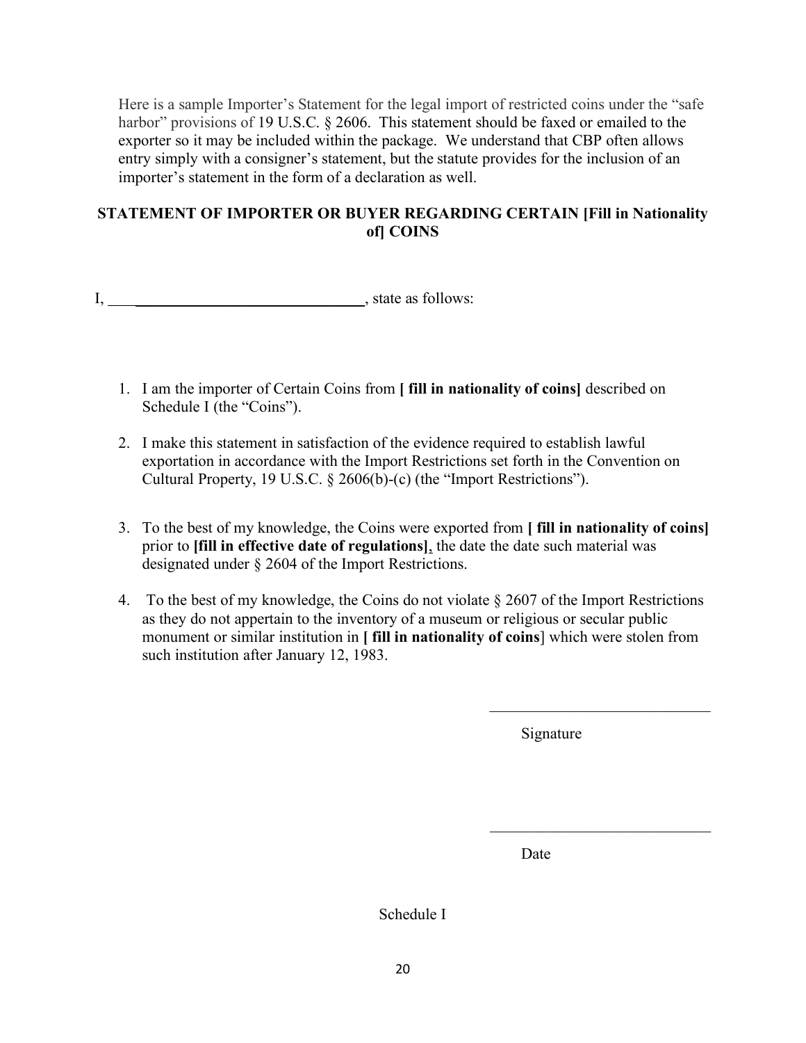Here is a sample Importer's Statement for the legal import of restricted coins under the "safe harbor" provisions of 19 U.S.C. § 2606. This statement should be faxed or emailed to the exporter so it may be included within the package. We understand that CBP often allows entry simply with a consigner's statement, but the statute provides for the inclusion of an importer's statement in the form of a declaration as well.

**STATEMENT OF IMPORTER OR BUYER REGARDING CERTAIN [Fill in Nationality of] COINS**

I, ________________________________, state as follows:

1. I am the importer of Certain Coins from **[ fill in nationality of coins]** described on Schedule I (the "Coins").

2. I make this statement in satisfaction of the evidence required to establish lawful exportation in accordance with the Import Restrictions set forth in the Convention on Cultural Property, 19 U.S.C. § 2606(b)-(c) (the "Import Restrictions").

3. To the best of my knowledge, the Coins were exported from **[ fill in nationality of coins]** prior to **[fill in effective date of regulations]**, the date the date such material was designated under § 2604 of the Import Restrictions.

4. To the best of my knowledge, the Coins do not violate § 2607 of the Import Restrictions as they do not appertain to the inventory of a museum or religious or secular public monument or similar institution in **[ fill in nationality of coins**] which were stolen from such institution after January 12, 1983.

______________________________

Signature

______________________________

Date

Schedule I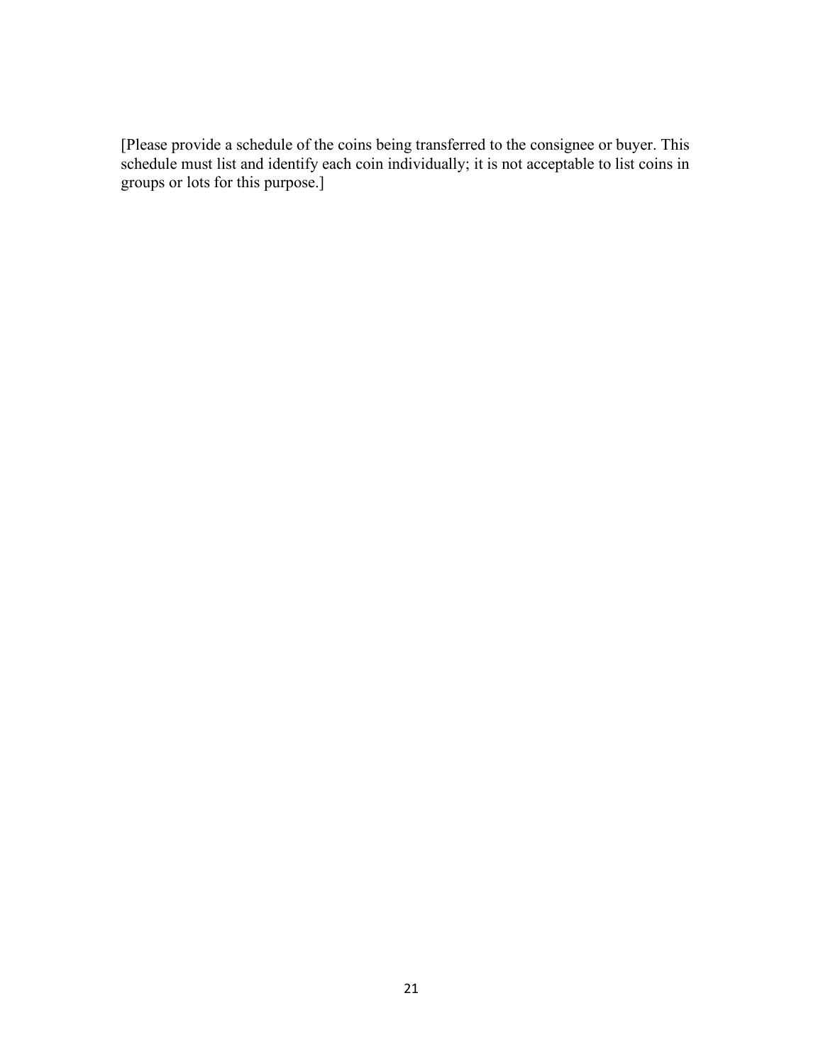[Please provide a schedule of the coins being transferred to the consignee or buyer. This schedule must list and identify each coin individually; it is not acceptable to list coins in groups or lots for this purpose.]